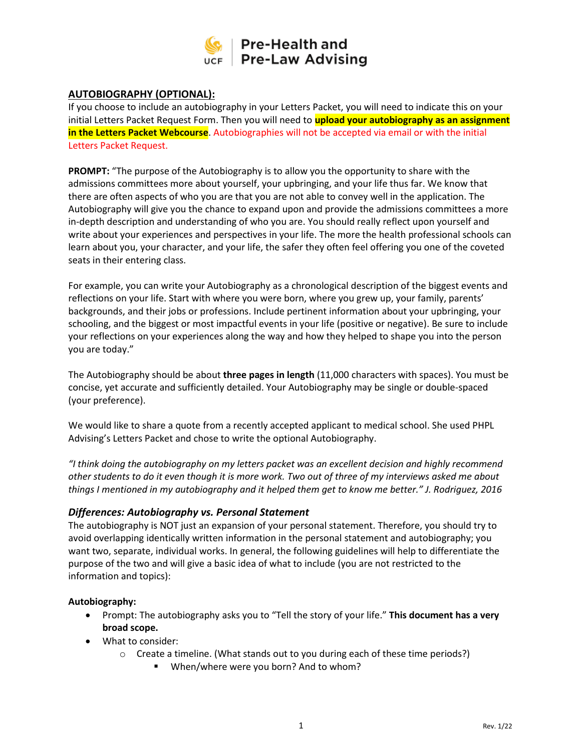UCF | Pre-Health and Pre-Law Advising

## AUTOBIOGRAPHY (OPTIONAL):

If you choose to include an autobiography in your Letters Packet, you will need to indicate this on your initial Letters Packet Request Form. Then you will need to **upload your autobiography as an assignment in the Letters Packet Webcourse**. Autobiographies will not be accepted via email or with the initial Letters Packet Request.

**PROMPT:** "The purpose of the Autobiography is to allow you the opportunity to share with the admissions committees more about yourself, your upbringing, and your life thus far. We know that there are often aspects of who you are that you are not able to convey well in the application. The Autobiography will give you the chance to expand upon and provide the admissions committees a more in-depth description and understanding of who you are. You should really reflect upon yourself and write about your experiences and perspectives in your life. The more the health professional schools can learn about you, your character, and your life, the safer they often feel offering you one of the coveted seats in their entering class.

For example, you can write your Autobiography as a chronological description of the biggest events and reflections on your life. Start with where you were born, where you grew up, your family, parents' backgrounds, and their jobs or professions. Include pertinent information about your upbringing, your schooling, and the biggest or most impactful events in your life (positive or negative). Be sure to include your reflections on your experiences along the way and how they helped to shape you into the person you are today."

The Autobiography should be about **three pages in length** (11,000 characters with spaces). You must be concise, yet accurate and sufficiently detailed. Your Autobiography may be single or double-spaced (your preference).

We would like to share a quote from a recently accepted applicant to medical school. She used PHPL Advising's Letters Packet and chose to write the optional Autobiography.

*"I think doing the autobiography on my letters packet was an excellent decision and highly recommend other students to do it even though it is more work. Two out of three of my interviews asked me about things I mentioned in my autobiography and it helped them get to know me better." J. Rodriguez, 2016*

### *Differences: Autobiography vs. Personal Statement*

The autobiography is NOT just an expansion of your personal statement. Therefore, you should try to avoid overlapping identically written information in the personal statement and autobiography; you want two, separate, individual works. In general, the following guidelines will help to differentiate the purpose of the two and will give a basic idea of what to include (you are not restricted to the information and topics):

**Autobiography:**

- Prompt: The autobiography asks you to "Tell the story of your life." **This document has a very broad scope.**
- What to consider:
  - Create a timeline. (What stands out to you during each of these time periods?)
    - When/where were you born? And to whom?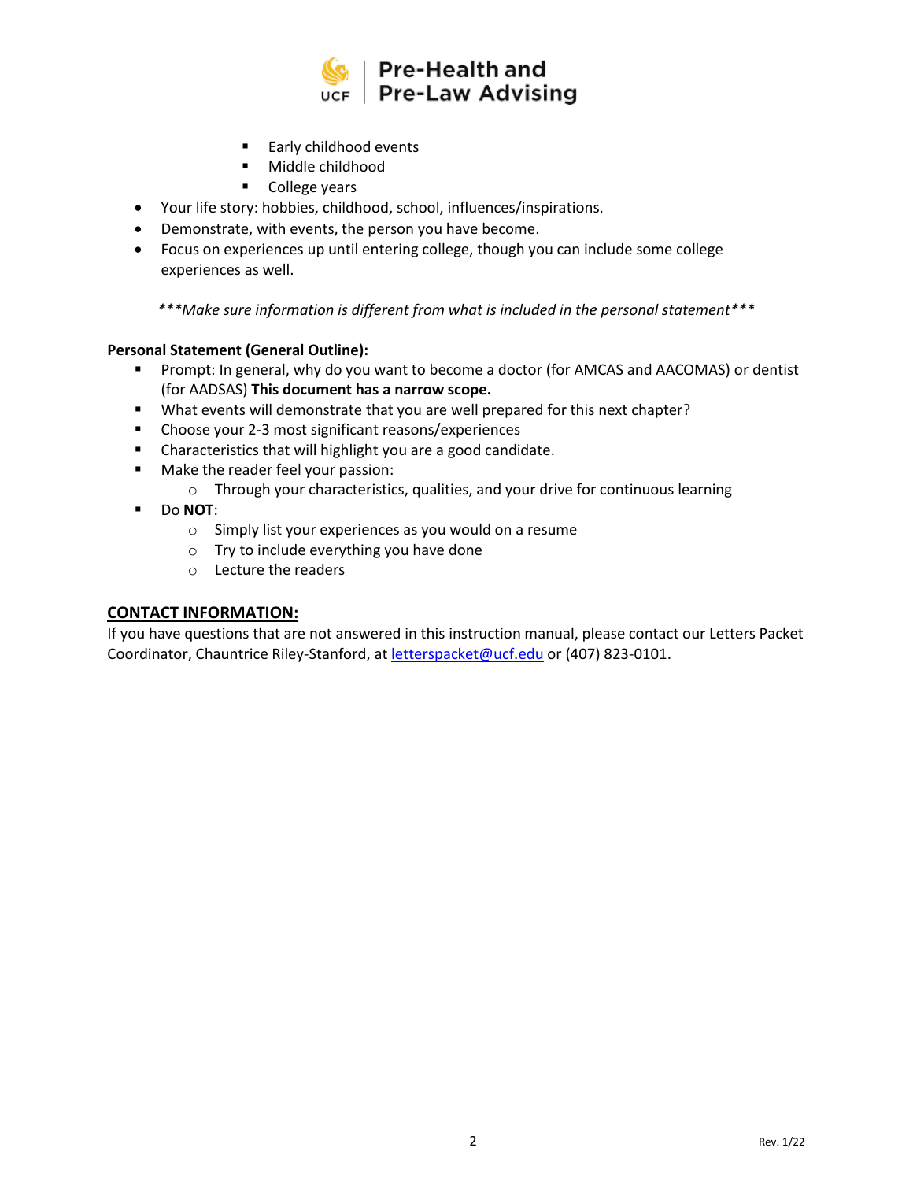- Early childhood events
    - Middle childhood
    - College years
- Your life story: hobbies, childhood, school, influences/inspirations.
- Demonstrate, with events, the person you have become.
- Focus on experiences up until entering college, though you can include some college experiences as well.

*\*\*\*Make sure information is different from what is included in the personal statement\*\*\**

**Personal Statement (General Outline):**

- Prompt: In general, why do you want to become a doctor (for AMCAS and AACOMAS) or dentist (for AADSAS) **This document has a narrow scope.**
- What events will demonstrate that you are well prepared for this next chapter?
- Choose your 2-3 most significant reasons/experiences
- Characteristics that will highlight you are a good candidate.
- Make the reader feel your passion:
    - Through your characteristics, qualities, and your drive for continuous learning
- Do **NOT**:
    - Simply list your experiences as you would on a resume
    - Try to include everything you have done
    - Lecture the readers

## CONTACT INFORMATION:

If you have questions that are not answered in this instruction manual, please contact our Letters Packet Coordinator, Chauntrice Riley-Stanford, at [letterspacket@ucf.edu](mailto:letterspacket@ucf.edu) or (407) 823-0101.